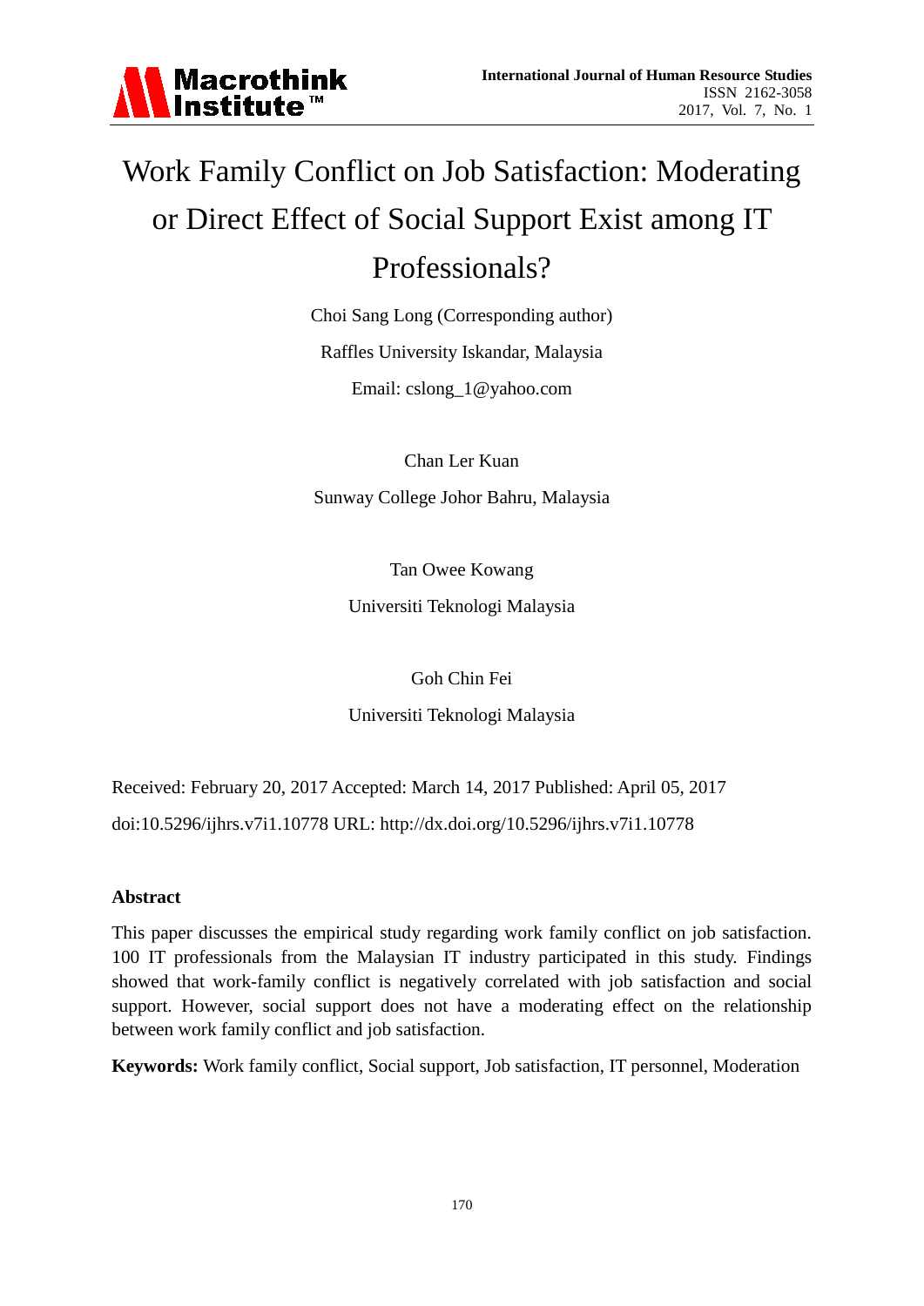# Work Family Conflict on Job Satisfaction: Moderating or Direct Effect of Social Support Exist among IT Professionals?

Choi Sang Long (Corresponding author)

Raffles University Iskandar, Malaysia

Email: cslong_1@yahoo.com

Chan Ler Kuan

Sunway College Johor Bahru, Malaysia

Tan Owee Kowang

Universiti Teknologi Malaysia

Goh Chin Fei

Universiti Teknologi Malaysia

Received: February 20, 2017 Accepted: March 14, 2017 Published: April 05, 2017

doi:10.5296/ijhrs.v7i1.10778 URL: http://dx.doi.org/10.5296/ijhrs.v7i1.10778

## Abstract

This paper discusses the empirical study regarding work family conflict on job satisfaction. 100 IT professionals from the Malaysian IT industry participated in this study. Findings showed that work-family conflict is negatively correlated with job satisfaction and social support. However, social support does not have a moderating effect on the relationship between work family conflict and job satisfaction.

**Keywords:** Work family conflict, Social support, Job satisfaction, IT personnel, Moderation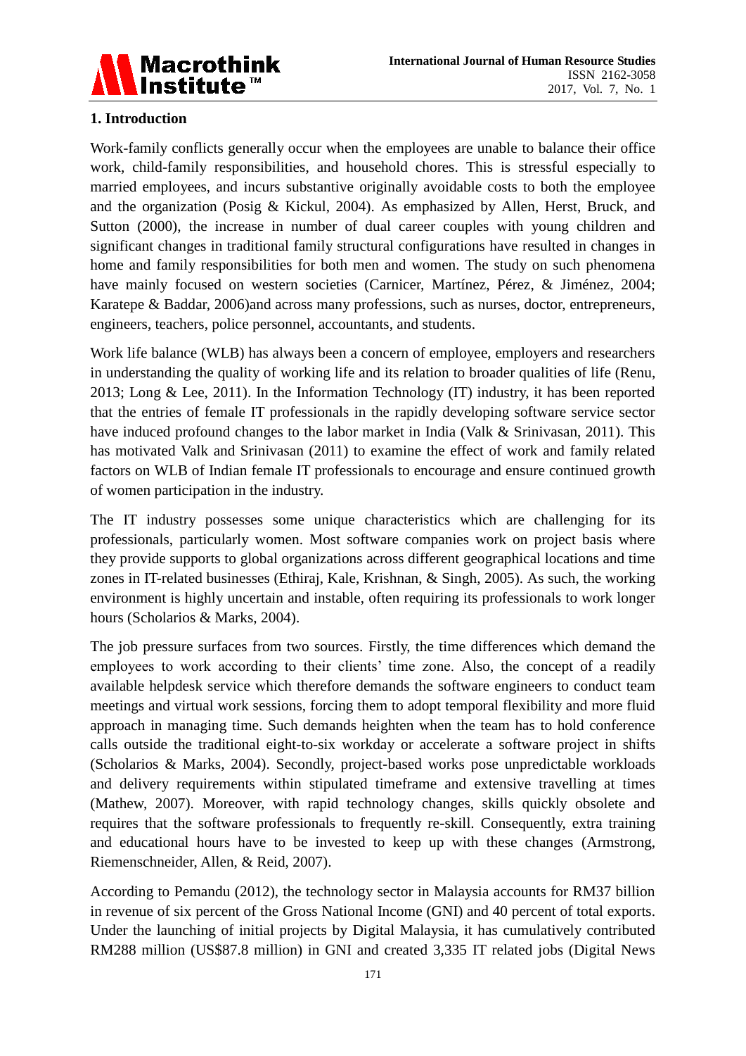## 1. Introduction

Work-family conflicts generally occur when the employees are unable to balance their office work, child-family responsibilities, and household chores. This is stressful especially to married employees, and incurs substantive originally avoidable costs to both the employee and the organization (Posig & Kickul, 2004). As emphasized by Allen, Herst, Bruck, and Sutton (2000), the increase in number of dual career couples with young children and significant changes in traditional family structural configurations have resulted in changes in home and family responsibilities for both men and women. The study on such phenomena have mainly focused on western societies (Carnicer, Martínez, Pérez, & Jiménez, 2004; Karatepe & Baddar, 2006)and across many professions, such as nurses, doctor, entrepreneurs, engineers, teachers, police personnel, accountants, and students.

Work life balance (WLB) has always been a concern of employee, employers and researchers in understanding the quality of working life and its relation to broader qualities of life (Renu, 2013; Long & Lee, 2011). In the Information Technology (IT) industry, it has been reported that the entries of female IT professionals in the rapidly developing software service sector have induced profound changes to the labor market in India (Valk & Srinivasan, 2011). This has motivated Valk and Srinivasan (2011) to examine the effect of work and family related factors on WLB of Indian female IT professionals to encourage and ensure continued growth of women participation in the industry.

The IT industry possesses some unique characteristics which are challenging for its professionals, particularly women. Most software companies work on project basis where they provide supports to global organizations across different geographical locations and time zones in IT-related businesses (Ethiraj, Kale, Krishnan, & Singh, 2005). As such, the working environment is highly uncertain and instable, often requiring its professionals to work longer hours (Scholarios & Marks, 2004).

The job pressure surfaces from two sources. Firstly, the time differences which demand the employees to work according to their clients' time zone. Also, the concept of a readily available helpdesk service which therefore demands the software engineers to conduct team meetings and virtual work sessions, forcing them to adopt temporal flexibility and more fluid approach in managing time. Such demands heighten when the team has to hold conference calls outside the traditional eight-to-six workday or accelerate a software project in shifts (Scholarios & Marks, 2004). Secondly, project-based works pose unpredictable workloads and delivery requirements within stipulated timeframe and extensive travelling at times (Mathew, 2007). Moreover, with rapid technology changes, skills quickly obsolete and requires that the software professionals to frequently re-skill. Consequently, extra training and educational hours have to be invested to keep up with these changes (Armstrong, Riemenschneider, Allen, & Reid, 2007).

According to Pemandu (2012), the technology sector in Malaysia accounts for RM37 billion in revenue of six percent of the Gross National Income (GNI) and 40 percent of total exports. Under the launching of initial projects by Digital Malaysia, it has cumulatively contributed RM288 million (US$87.8 million) in GNI and created 3,335 IT related jobs (Digital News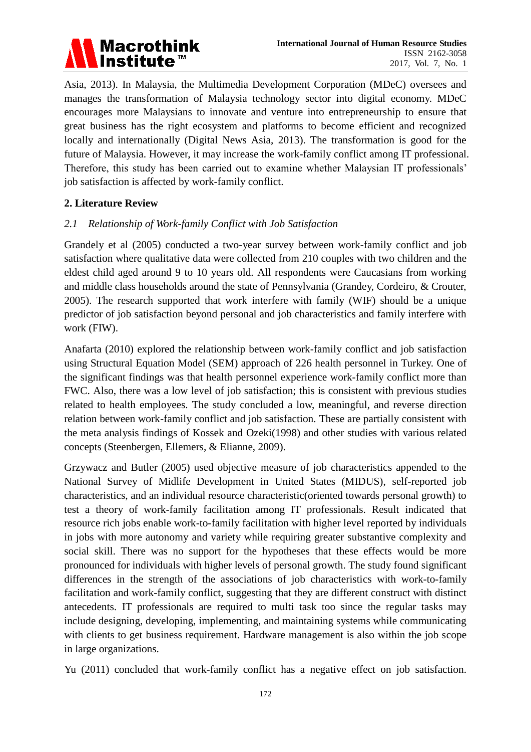Asia, 2013). In Malaysia, the Multimedia Development Corporation (MDeC) oversees and manages the transformation of Malaysia technology sector into digital economy. MDeC encourages more Malaysians to innovate and venture into entrepreneurship to ensure that great business has the right ecosystem and platforms to become efficient and recognized locally and internationally (Digital News Asia, 2013). The transformation is good for the future of Malaysia. However, it may increase the work-family conflict among IT professional. Therefore, this study has been carried out to examine whether Malaysian IT professionals' job satisfaction is affected by work-family conflict.

## 2. Literature Review

### *2.1 Relationship of Work-family Conflict with Job Satisfaction*

Grandely et al (2005) conducted a two-year survey between work-family conflict and job satisfaction where qualitative data were collected from 210 couples with two children and the eldest child aged around 9 to 10 years old. All respondents were Caucasians from working and middle class households around the state of Pennsylvania (Grandey, Cordeiro, & Crouter, 2005). The research supported that work interfere with family (WIF) should be a unique predictor of job satisfaction beyond personal and job characteristics and family interfere with work (FIW).

Anafarta (2010) explored the relationship between work-family conflict and job satisfaction using Structural Equation Model (SEM) approach of 226 health personnel in Turkey. One of the significant findings was that health personnel experience work-family conflict more than FWC. Also, there was a low level of job satisfaction; this is consistent with previous studies related to health employees. The study concluded a low, meaningful, and reverse direction relation between work-family conflict and job satisfaction. These are partially consistent with the meta analysis findings of Kossek and Ozeki(1998) and other studies with various related concepts (Steenbergen, Ellemers, & Elianne, 2009).

Grzywacz and Butler (2005) used objective measure of job characteristics appended to the National Survey of Midlife Development in United States (MIDUS), self-reported job characteristics, and an individual resource characteristic(oriented towards personal growth) to test a theory of work-family facilitation among IT professionals. Result indicated that resource rich jobs enable work-to-family facilitation with higher level reported by individuals in jobs with more autonomy and variety while requiring greater substantive complexity and social skill. There was no support for the hypotheses that these effects would be more pronounced for individuals with higher levels of personal growth. The study found significant differences in the strength of the associations of job characteristics with work-to-family facilitation and work-family conflict, suggesting that they are different construct with distinct antecedents. IT professionals are required to multi task too since the regular tasks may include designing, developing, implementing, and maintaining systems while communicating with clients to get business requirement. Hardware management is also within the job scope in large organizations.

Yu (2011) concluded that work-family conflict has a negative effect on job satisfaction.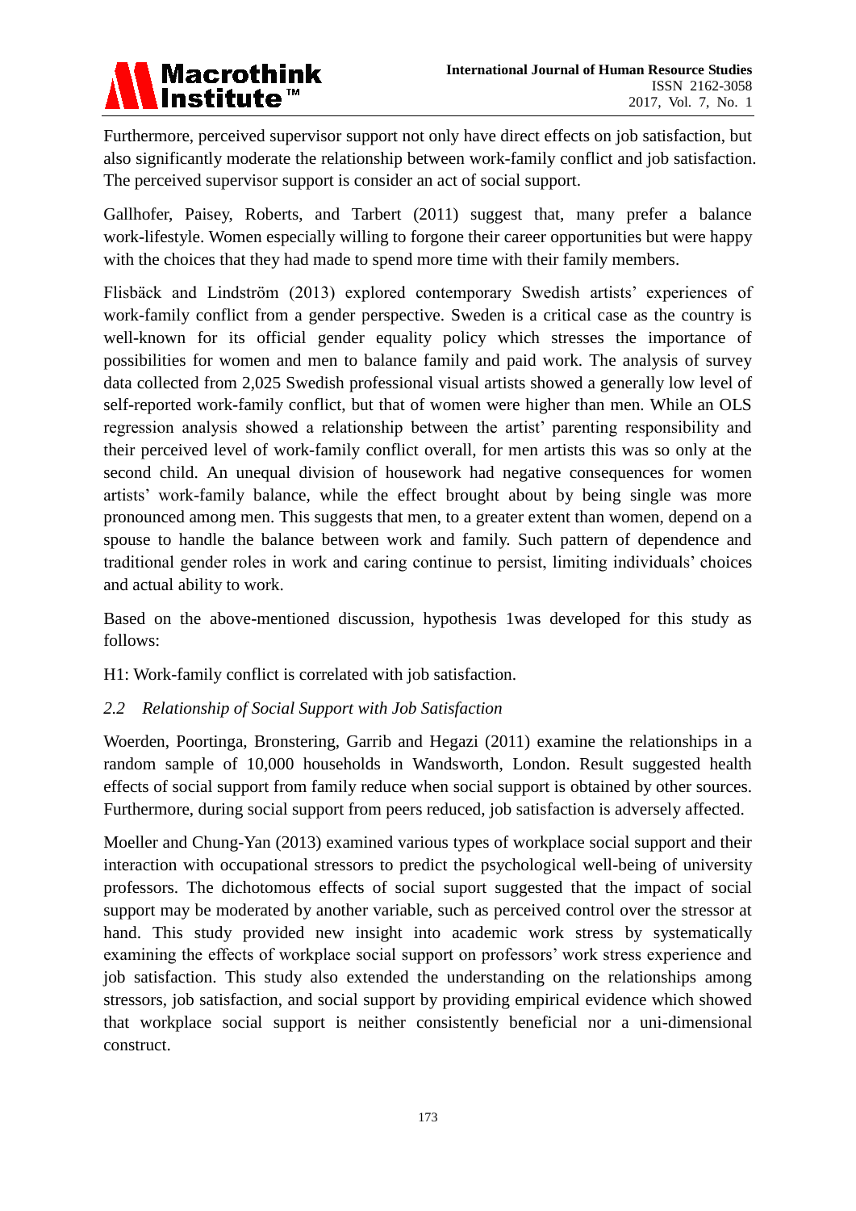Furthermore, perceived supervisor support not only have direct effects on job satisfaction, but also significantly moderate the relationship between work-family conflict and job satisfaction. The perceived supervisor support is consider an act of social support.

Gallhofer, Paisey, Roberts, and Tarbert (2011) suggest that, many prefer a balance work-lifestyle. Women especially willing to forgone their career opportunities but were happy with the choices that they had made to spend more time with their family members.

Flisbäck and Lindström (2013) explored contemporary Swedish artists' experiences of work-family conflict from a gender perspective. Sweden is a critical case as the country is well-known for its official gender equality policy which stresses the importance of possibilities for women and men to balance family and paid work. The analysis of survey data collected from 2,025 Swedish professional visual artists showed a generally low level of self-reported work-family conflict, but that of women were higher than men. While an OLS regression analysis showed a relationship between the artist' parenting responsibility and their perceived level of work-family conflict overall, for men artists this was so only at the second child. An unequal division of housework had negative consequences for women artists' work-family balance, while the effect brought about by being single was more pronounced among men. This suggests that men, to a greater extent than women, depend on a spouse to handle the balance between work and family. Such pattern of dependence and traditional gender roles in work and caring continue to persist, limiting individuals' choices and actual ability to work.

Based on the above-mentioned discussion, hypothesis 1was developed for this study as follows:

H1: Work-family conflict is correlated with job satisfaction.

### *2.2 Relationship of Social Support with Job Satisfaction*

Woerden, Poortinga, Bronstering, Garrib and Hegazi (2011) examine the relationships in a random sample of 10,000 households in Wandsworth, London. Result suggested health effects of social support from family reduce when social support is obtained by other sources. Furthermore, during social support from peers reduced, job satisfaction is adversely affected.

Moeller and Chung-Yan (2013) examined various types of workplace social support and their interaction with occupational stressors to predict the psychological well-being of university professors. The dichotomous effects of social suport suggested that the impact of social support may be moderated by another variable, such as perceived control over the stressor at hand. This study provided new insight into academic work stress by systematically examining the effects of workplace social support on professors' work stress experience and job satisfaction. This study also extended the understanding on the relationships among stressors, job satisfaction, and social support by providing empirical evidence which showed that workplace social support is neither consistently beneficial nor a uni-dimensional construct.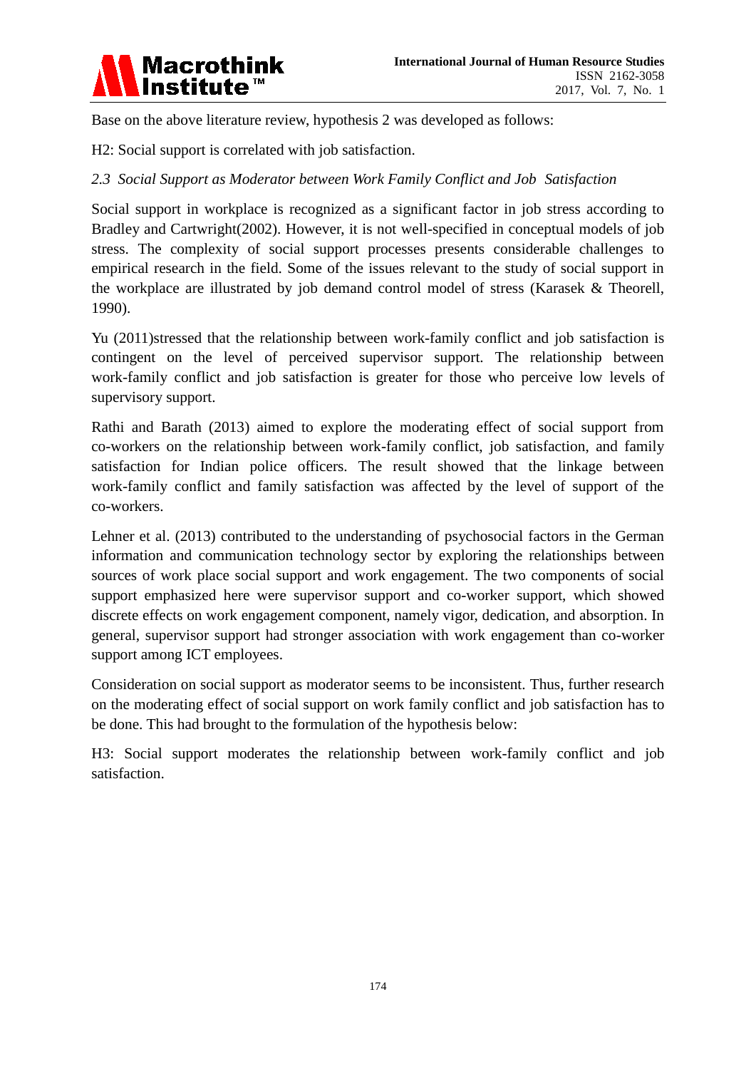Base on the above literature review, hypothesis 2 was developed as follows:

H2: Social support is correlated with job satisfaction.

### *2.3 Social Support as Moderator between Work Family Conflict and Job Satisfaction*

Social support in workplace is recognized as a significant factor in job stress according to Bradley and Cartwright(2002). However, it is not well-specified in conceptual models of job stress. The complexity of social support processes presents considerable challenges to empirical research in the field. Some of the issues relevant to the study of social support in the workplace are illustrated by job demand control model of stress (Karasek & Theorell, 1990).

Yu (2011)stressed that the relationship between work-family conflict and job satisfaction is contingent on the level of perceived supervisor support. The relationship between work-family conflict and job satisfaction is greater for those who perceive low levels of supervisory support.

Rathi and Barath (2013) aimed to explore the moderating effect of social support from co-workers on the relationship between work-family conflict, job satisfaction, and family satisfaction for Indian police officers. The result showed that the linkage between work-family conflict and family satisfaction was affected by the level of support of the co-workers.

Lehner et al. (2013) contributed to the understanding of psychosocial factors in the German information and communication technology sector by exploring the relationships between sources of work place social support and work engagement. The two components of social support emphasized here were supervisor support and co-worker support, which showed discrete effects on work engagement component, namely vigor, dedication, and absorption. In general, supervisor support had stronger association with work engagement than co-worker support among ICT employees.

Consideration on social support as moderator seems to be inconsistent. Thus, further research on the moderating effect of social support on work family conflict and job satisfaction has to be done. This had brought to the formulation of the hypothesis below:

H3: Social support moderates the relationship between work-family conflict and job satisfaction.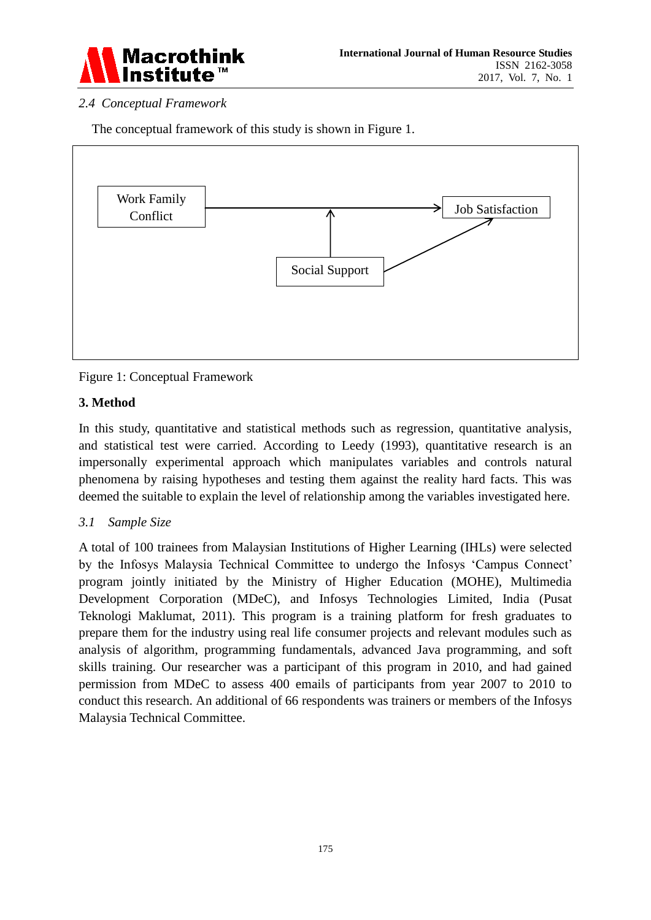### *2.4 Conceptual Framework*

The conceptual framework of this study is shown in Figure 1.

Figure 1: Conceptual Framework

## 3. Method

In this study, quantitative and statistical methods such as regression, quantitative analysis, and statistical test were carried. According to Leedy (1993), quantitative research is an impersonally experimental approach which manipulates variables and controls natural phenomena by raising hypotheses and testing them against the reality hard facts. This was deemed the suitable to explain the level of relationship among the variables investigated here.

### *3.1 Sample Size*

A total of 100 trainees from Malaysian Institutions of Higher Learning (IHLs) were selected by the Infosys Malaysia Technical Committee to undergo the Infosys 'Campus Connect' program jointly initiated by the Ministry of Higher Education (MOHE), Multimedia Development Corporation (MDeC), and Infosys Technologies Limited, India (Pusat Teknologi Maklumat, 2011). This program is a training platform for fresh graduates to prepare them for the industry using real life consumer projects and relevant modules such as analysis of algorithm, programming fundamentals, advanced Java programming, and soft skills training. Our researcher was a participant of this program in 2010, and had gained permission from MDeC to assess 400 emails of participants from year 2007 to 2010 to conduct this research. An additional of 66 respondents was trainers or members of the Infosys Malaysia Technical Committee.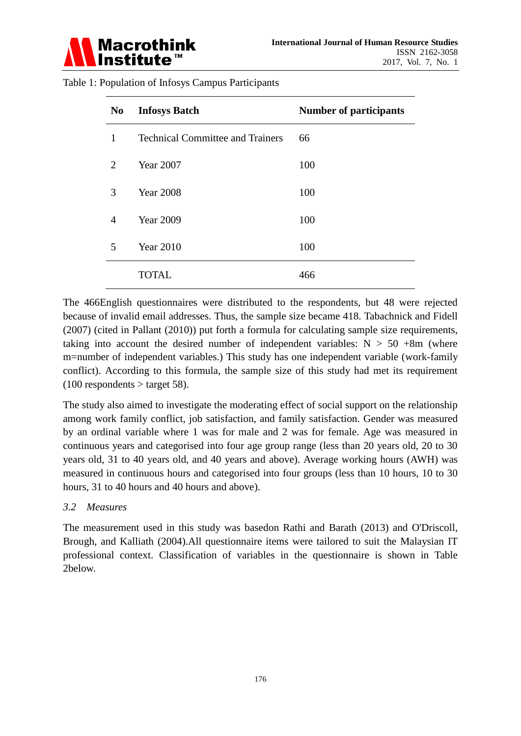Table 1: Population of Infosys Campus Participants

| No | Infosys Batch | Number of participants |
|---|---|---|
| 1 | Technical Committee and Trainers | 66 |
| 2 | Year 2007 | 100 |
| 3 | Year 2008 | 100 |
| 4 | Year 2009 | 100 |
| 5 | Year 2010 | 100 |
| | TOTAL | 466 |

The 466English questionnaires were distributed to the respondents, but 48 were rejected because of invalid email addresses. Thus, the sample size became 418. Tabachnick and Fidell (2007) (cited in Pallant (2010)) put forth a formula for calculating sample size requirements, taking into account the desired number of independent variables: $N > 50 + 8m$ (where m=number of independent variables.) This study has one independent variable (work-family conflict). According to this formula, the sample size of this study had met its requirement (100 respondents > target 58).

The study also aimed to investigate the moderating effect of social support on the relationship among work family conflict, job satisfaction, and family satisfaction. Gender was measured by an ordinal variable where 1 was for male and 2 was for female. Age was measured in continuous years and categorised into four age group range (less than 20 years old, 20 to 30 years old, 31 to 40 years old, and 40 years and above). Average working hours (AWH) was measured in continuous hours and categorised into four groups (less than 10 hours, 10 to 30 hours, 31 to 40 hours and 40 hours and above).

### *3.2 Measures*

The measurement used in this study was basedon Rathi and Barath (2013) and O'Driscoll, Brough, and Kalliath (2004).All questionnaire items were tailored to suit the Malaysian IT professional context. Classification of variables in the questionnaire is shown in Table 2below.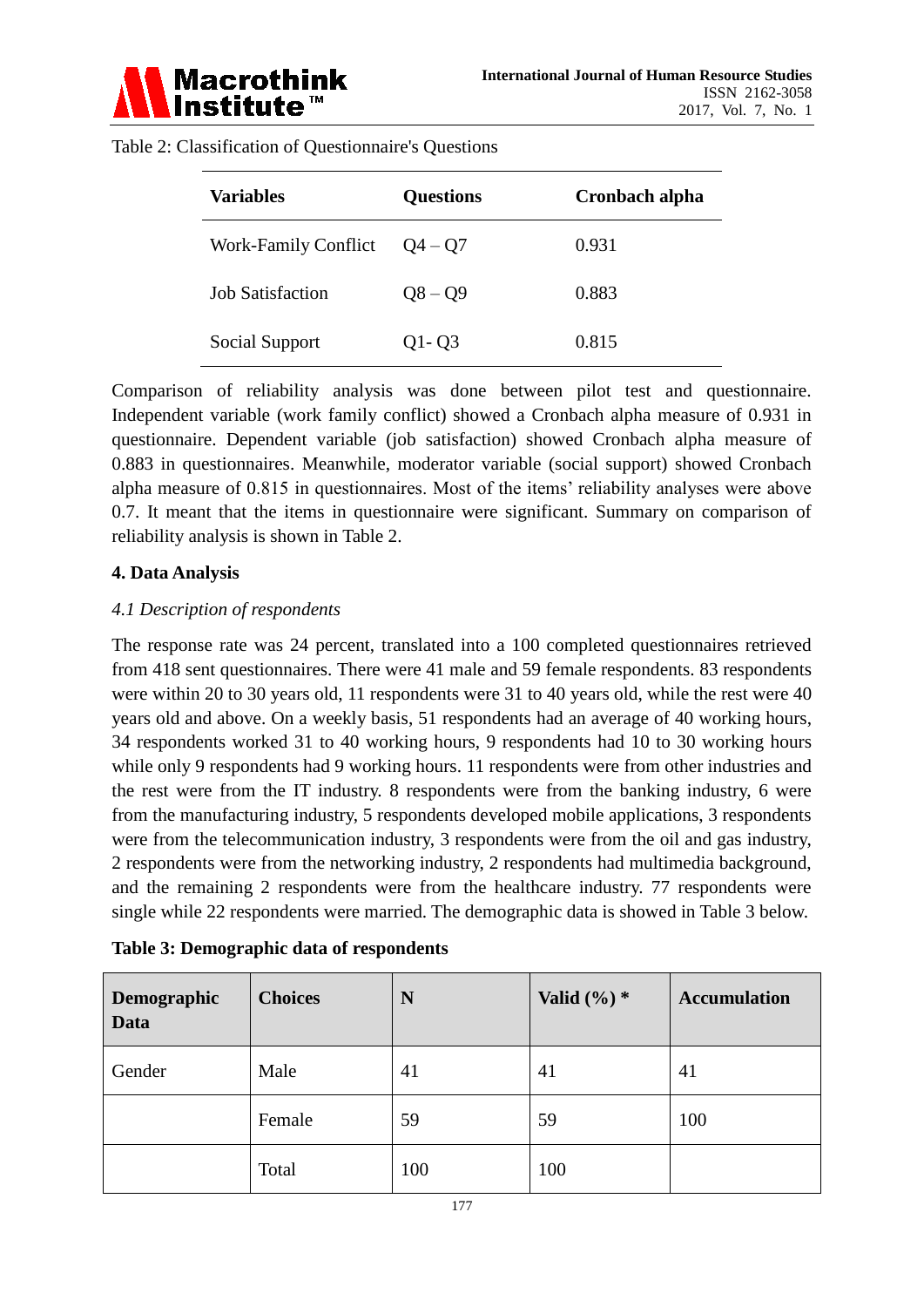Table 2: Classification of Questionnaire's Questions

| Variables | Questions | Cronbach alpha |
|---|---|---|
| Work-Family Conflict | Q4 – Q7 | 0.931 |
| Job Satisfaction | Q8 – Q9 | 0.883 |
| Social Support | Q1- Q3 | 0.815 |

Comparison of reliability analysis was done between pilot test and questionnaire. Independent variable (work family conflict) showed a Cronbach alpha measure of 0.931 in questionnaire. Dependent variable (job satisfaction) showed Cronbach alpha measure of 0.883 in questionnaires. Meanwhile, moderator variable (social support) showed Cronbach alpha measure of 0.815 in questionnaires. Most of the items' reliability analyses were above 0.7. It meant that the items in questionnaire were significant. Summary on comparison of reliability analysis is shown in Table 2.

## 4. Data Analysis

### *4.1 Description of respondents*

The response rate was 24 percent, translated into a 100 completed questionnaires retrieved from 418 sent questionnaires. There were 41 male and 59 female respondents. 83 respondents were within 20 to 30 years old, 11 respondents were 31 to 40 years old, while the rest were 40 years old and above. On a weekly basis, 51 respondents had an average of 40 working hours, 34 respondents worked 31 to 40 working hours, 9 respondents had 10 to 30 working hours while only 9 respondents had 9 working hours. 11 respondents were from other industries and the rest were from the IT industry. 8 respondents were from the banking industry, 6 were from the manufacturing industry, 5 respondents developed mobile applications, 3 respondents were from the telecommunication industry, 3 respondents were from the oil and gas industry, 2 respondents were from the networking industry, 2 respondents had multimedia background, and the remaining 2 respondents were from the healthcare industry. 77 respondents were single while 22 respondents were married. The demographic data is showed in Table 3 below.

**Table 3: Demographic data of respondents**

| Demographic Data | Choices | N | Valid (%) * | Accumulation |
|---|---|---|---|---|
| Gender | Male | 41 | 41 | 41 |
| | Female | 59 | 59 | 100 |
| | Total | 100 | 100 | |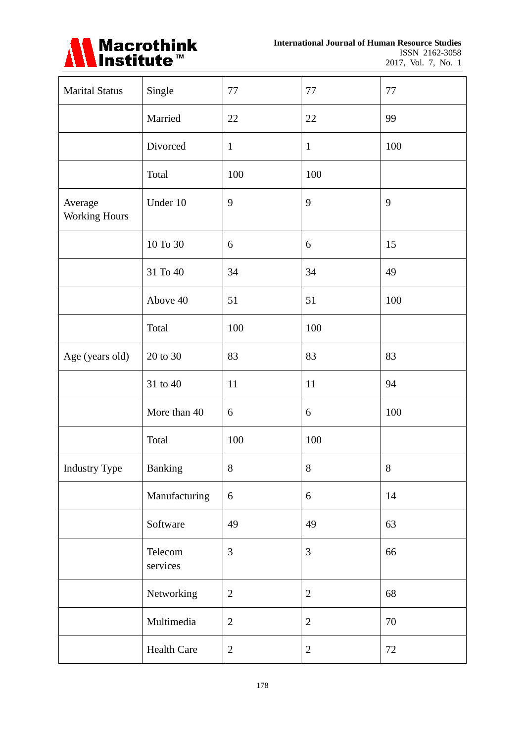| Marital Status | Single | 77 | 77 | 77 |
|---|---|---|---|---|
| | Married | 22 | 22 | 99 |
| | Divorced | 1 | 1 | 100 |
| | Total | 100 | 100 | |
| Average Working Hours | Under 10 | 9 | 9 | 9 |
| | 10 To 30 | 6 | 6 | 15 |
| | 31 To 40 | 34 | 34 | 49 |
| | Above 40 | 51 | 51 | 100 |
| | Total | 100 | 100 | |
| Age (years old) | 20 to 30 | 83 | 83 | 83 |
| | 31 to 40 | 11 | 11 | 94 |
| | More than 40 | 6 | 6 | 100 |
| | Total | 100 | 100 | |
| Industry Type | Banking | 8 | 8 | 8 |
| | Manufacturing | 6 | 6 | 14 |
| | Software | 49 | 49 | 63 |
| | Telecom services | 3 | 3 | 66 |
| | Networking | 2 | 2 | 68 |
| | Multimedia | 2 | 2 | 70 |
| | Health Care | 2 | 2 | 72 |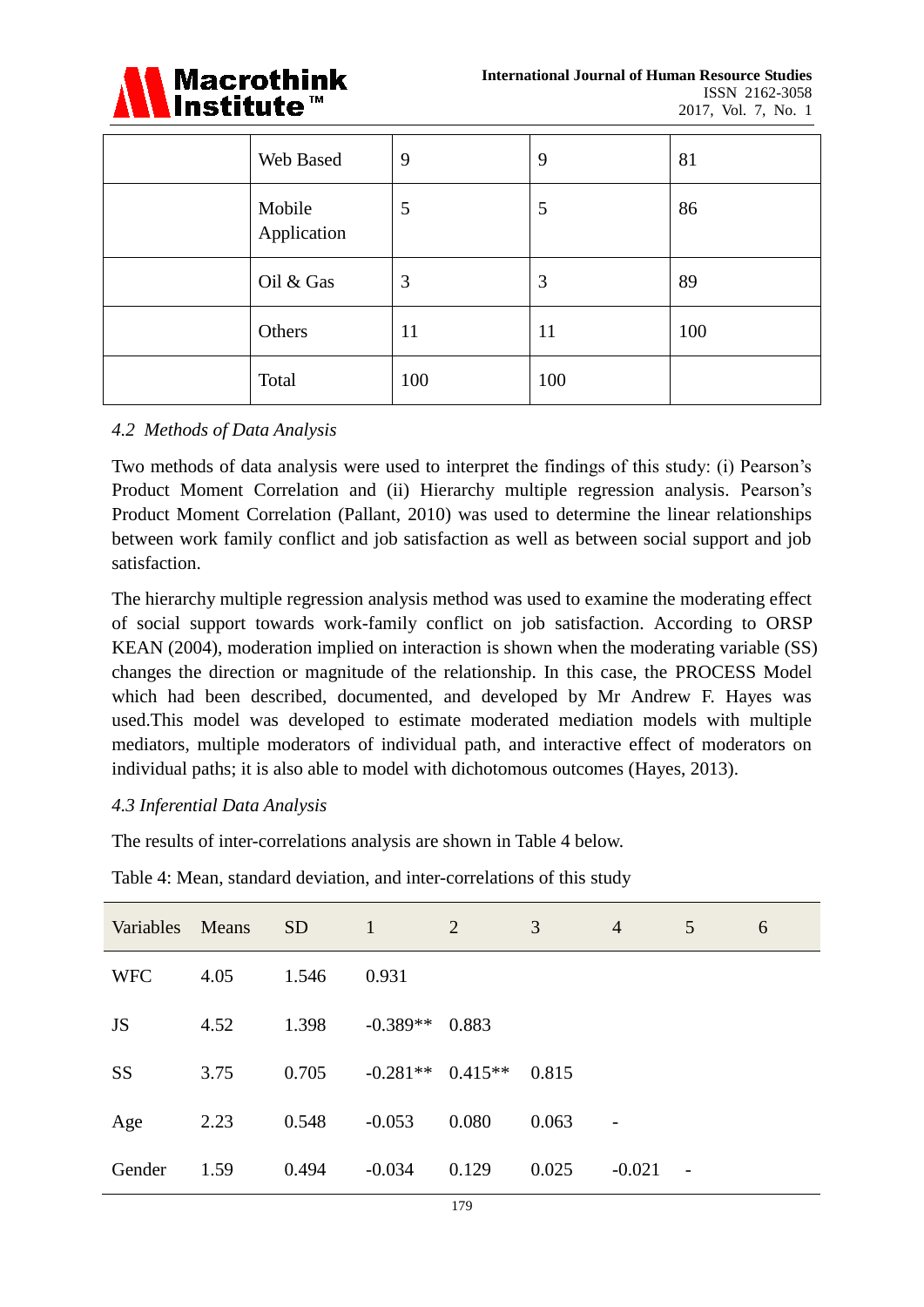| | Web Based | 9 | 9 | 81 |
|---|---|---|---|---|
| | Mobile Application | 5 | 5 | 86 |
| | Oil & Gas | 3 | 3 | 89 |
| | Others | 11 | 11 | 100 |
| | Total | 100 | 100 | |

*4.2 Methods of Data Analysis*

Two methods of data analysis were used to interpret the findings of this study: (i) Pearson's Product Moment Correlation and (ii) Hierarchy multiple regression analysis. Pearson's Product Moment Correlation (Pallant, 2010) was used to determine the linear relationships between work family conflict and job satisfaction as well as between social support and job satisfaction.

The hierarchy multiple regression analysis method was used to examine the moderating effect of social support towards work-family conflict on job satisfaction. According to ORSP KEAN (2004), moderation implied on interaction is shown when the moderating variable (SS) changes the direction or magnitude of the relationship. In this case, the PROCESS Model which had been described, documented, and developed by Mr Andrew F. Hayes was used.This model was developed to estimate moderated mediation models with multiple mediators, multiple moderators of individual path, and interactive effect of moderators on individual paths; it is also able to model with dichotomous outcomes (Hayes, 2013).

*4.3 Inferential Data Analysis*

The results of inter-correlations analysis are shown in Table 4 below.

Table 4: Mean, standard deviation, and inter-correlations of this study

| Variables | Means | SD | 1 | 2 | 3 | 4 | 5 | 6 |
|---|---|---|---|---|---|---|---|---|
| WFC | 4.05 | 1.546 | 0.931 | | | | | |
| JS | 4.52 | 1.398 | -0.389** | 0.883 | | | | |
| SS | 3.75 | 0.705 | -0.281** | 0.415** | 0.815 | | | |
| Age | 2.23 | 0.548 | -0.053 | 0.080 | 0.063 | - | | |
| Gender | 1.59 | 0.494 | -0.034 | 0.129 | 0.025 | -0.021 | - | |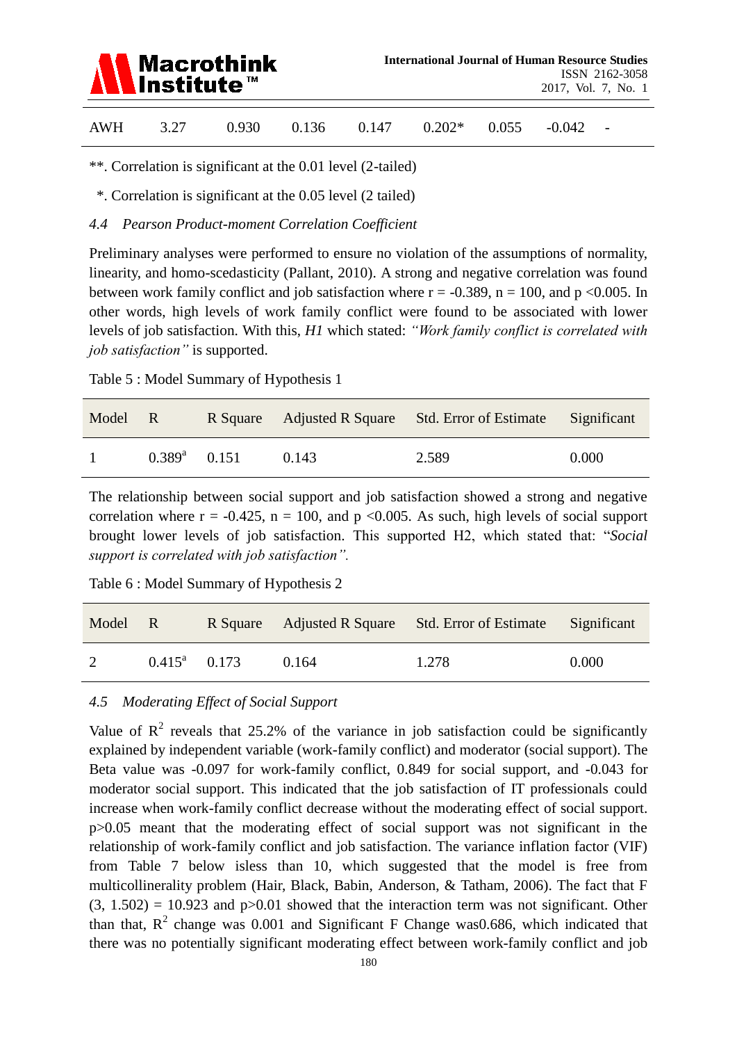| AWH | 3.27 | 0.930 | 0.136 | 0.147 | 0.202* | 0.055 | -0.042 | - |
|---|---|---|---|---|---|---|---|---|

**. Correlation is significant at the 0.01 level (2-tailed)

*. Correlation is significant at the 0.05 level (2 tailed)

### *4.4 Pearson Product-moment Correlation Coefficient*

Preliminary analyses were performed to ensure no violation of the assumptions of normality, linearity, and homo-scedasticity (Pallant, 2010). A strong and negative correlation was found between work family conflict and job satisfaction where $r = -0.389$, $n = 100$, and $p < 0.005$. In other words, high levels of work family conflict were found to be associated with lower levels of job satisfaction. With this, *H1* which stated: *"Work family conflict is correlated with job satisfaction"* is supported.

Table 5 : Model Summary of Hypothesis 1

| Model | R | R Square | Adjusted R Square | Std. Error of Estimate | Significant |
|---|---|---|---|---|---|
| 1 | 0.389[a] | 0.151 | 0.143 | 2.589 | 0.000 |

The relationship between social support and job satisfaction showed a strong and negative correlation where $r = -0.425$, $n = 100$, and $p < 0.005$. As such, high levels of social support brought lower levels of job satisfaction. This supported H2, which stated that: "*Social support is correlated with job satisfaction".*

Table 6 : Model Summary of Hypothesis 2

| Model | R | R Square | Adjusted R Square | Std. Error of Estimate | Significant |
|---|---|---|---|---|---|
| 2 | 0.415[a] | 0.173 | 0.164 | 1.278 | 0.000 |

### *4.5 Moderating Effect of Social Support*

Value of $R^2$ reveals that 25.2% of the variance in job satisfaction could be significantly explained by independent variable (work-family conflict) and moderator (social support). The Beta value was -0.097 for work-family conflict, 0.849 for social support, and -0.043 for moderator social support. This indicated that the job satisfaction of IT professionals could increase when work-family conflict decrease without the moderating effect of social support. $p > 0.05$ meant that the moderating effect of social support was not significant in the relationship of work-family conflict and job satisfaction. The variance inflation factor (VIF) from Table 7 below isless than 10, which suggested that the model is free from multicollinerality problem (Hair, Black, Babin, Anderson, & Tatham, 2006). The fact that $F(3, 1.502) = 10.923$ and $p > 0.01$ showed that the interaction term was not significant. Other than that, $R^2$ change was 0.001 and Significant F Change was0.686, which indicated that there was no potentially significant moderating effect between work-family conflict and job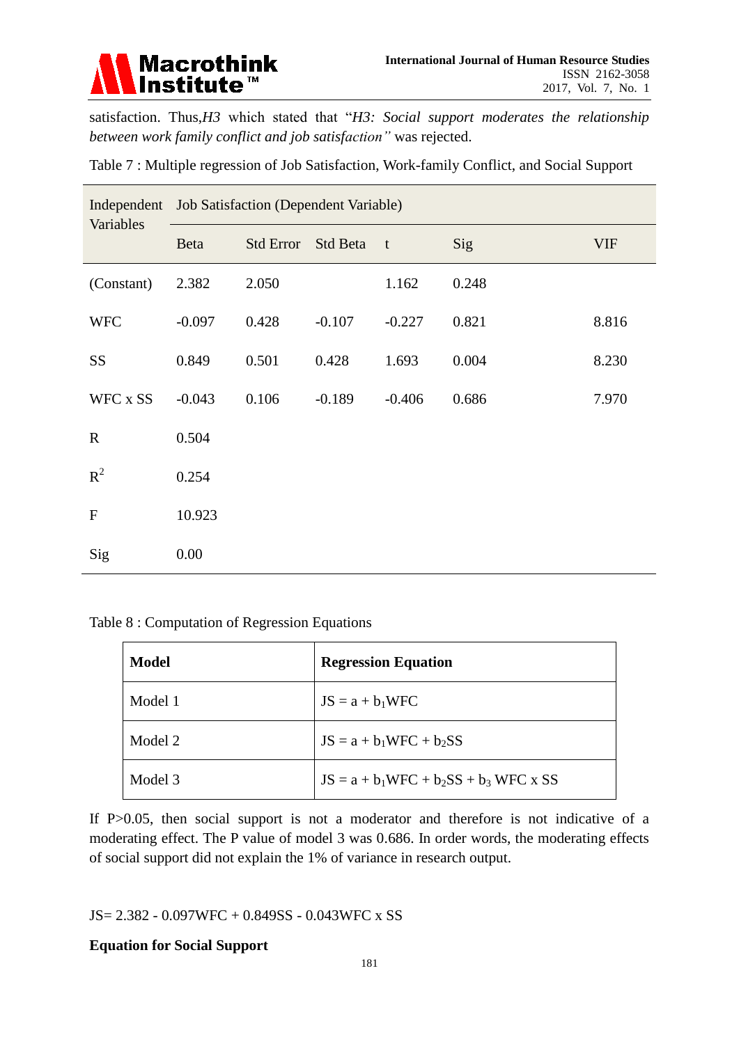satisfaction. Thus,*H3* which stated that "*H3: Social support moderates the relationship between work family conflict and job satisfaction"* was rejected.

Table 7 : Multiple regression of Job Satisfaction, Work-family Conflict, and Social Support

| Independent Variables | Job Satisfaction (Dependent Variable) | | | | | |
|---|---|---|---|---|---|---|
| | Beta | Std Error | Std Beta | t | Sig | VIF |
| (Constant) | 2.382 | 2.050 | | 1.162 | 0.248 | |
| WFC | -0.097 | 0.428 | -0.107 | -0.227 | 0.821 | 8.816 |
| SS | 0.849 | 0.501 | 0.428 | 1.693 | 0.004 | 8.230 |
| WFC x SS | -0.043 | 0.106 | -0.189 | -0.406 | 0.686 | 7.970 |
| R | 0.504 | | | | | |
| $R^2$ | 0.254 | | | | | |
| F | 10.923 | | | | | |
| Sig | 0.00 | | | | | |

Table 8 : Computation of Regression Equations

| **Model** | **Regression Equation** |
|---|---|
| Model 1 | $JS = a + b_1 WFC$ |
| Model 2 | $JS = a + b_1 WFC + b_2 SS$ |
| Model 3 | $JS = a + b_1 WFC + b_2 SS + b_3 WFC \times SS$ |

If P>0.05, then social support is not a moderator and therefore is not indicative of a moderating effect. The P value of model 3 was 0.686. In order words, the moderating effects of social support did not explain the 1% of variance in research output.

$$JS = 2.382 - 0.097WFC + 0.849SS - 0.043WFC \times SS$$

**Equation for Social Support**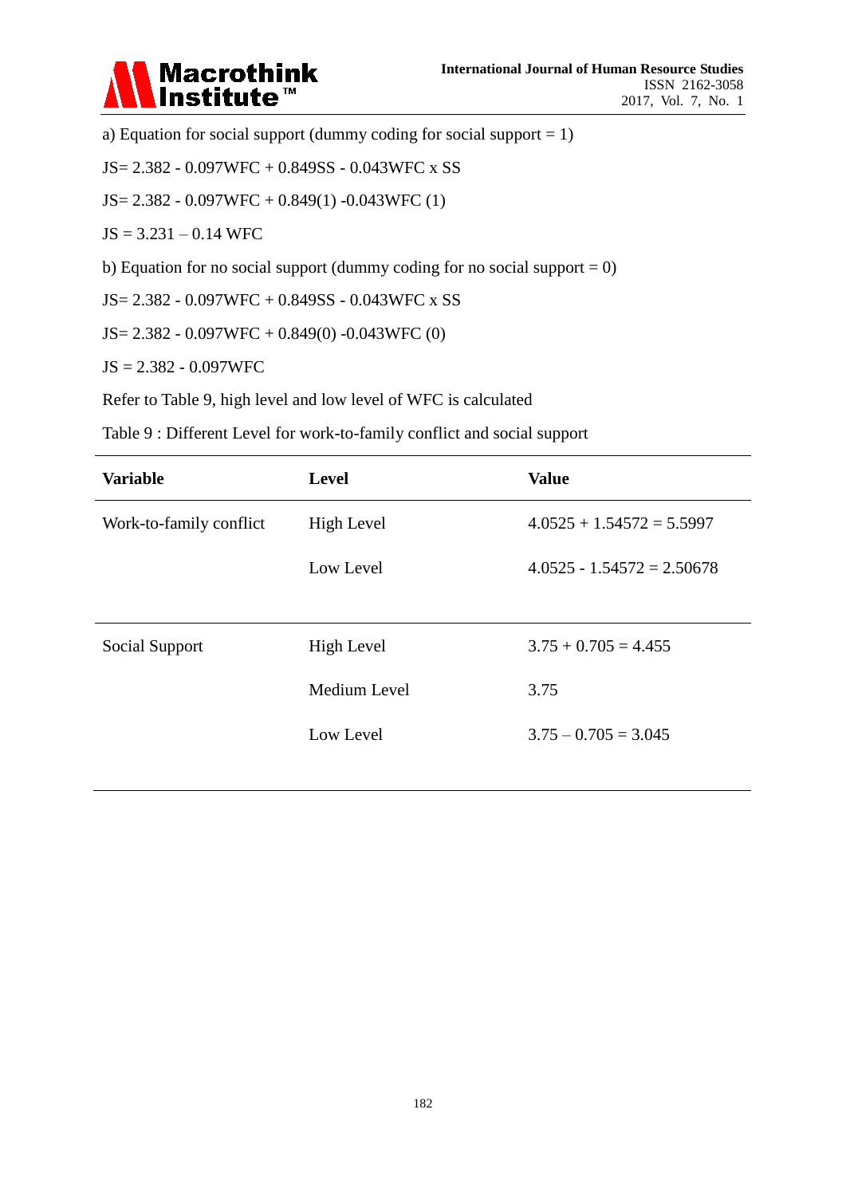a) Equation for social support (dummy coding for social support = 1)

$JS = 2.382 - 0.097WFC + 0.849SS - 0.043WFC \times SS$

$JS = 2.382 - 0.097WFC + 0.849(1) - 0.043WFC(1)$

$JS = 3.231 – 0.14 WFC$

b) Equation for no social support (dummy coding for no social support = 0)

$JS = 2.382 - 0.097WFC + 0.849SS - 0.043WFC \times SS$

$JS = 2.382 - 0.097WFC + 0.849(0) - 0.043WFC(0)$

$JS = 2.382 - 0.097WFC$

Refer to Table 9, high level and low level of WFC is calculated

Table 9 : Different Level for work-to-family conflict and social support

| **Variable** | **Level** | **Value** |
|---|---|---|
| Work-to-family conflict | High Level | 4.0525 + 1.54572 = 5.5997 |
| | Low Level | 4.0525 - 1.54572 = 2.50678 |
| Social Support | High Level | 3.75 + 0.705 = 4.455 |
| | Medium Level | 3.75 |
| | Low Level | 3.75 – 0.705 = 3.045 |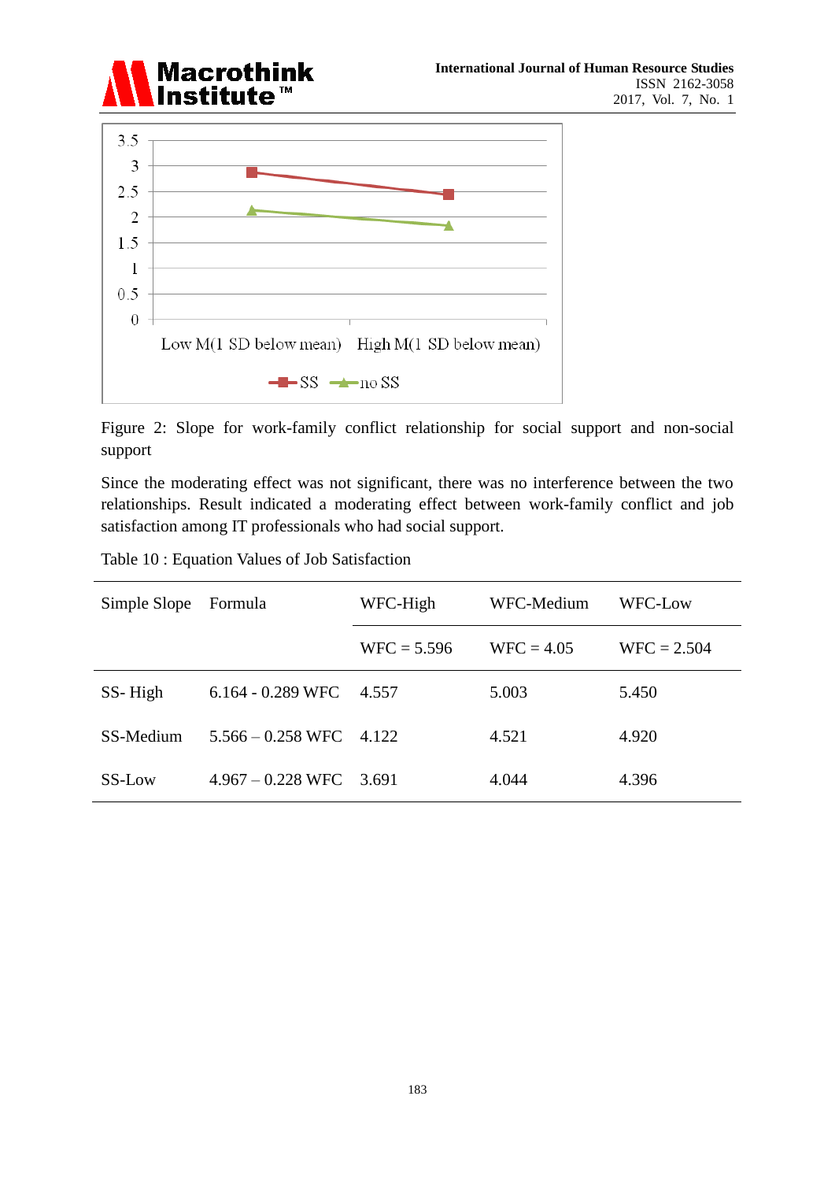Figure 2: Slope for work-family conflict relationship for social support and non-social support

Since the moderating effect was not significant, there was no interference between the two relationships. Result indicated a moderating effect between work-family conflict and job satisfaction among IT professionals who had social support.

Table 10 : Equation Values of Job Satisfaction

| Simple Slope | Formula | WFC-High | WFC-Medium | WFC-Low |
|---|---|---|---|---|
| | | WFC = 5.596 | WFC = 4.05 | WFC = 2.504 |
| SS- High | 6.164 - 0.289 WFC | 4.557 | 5.003 | 5.450 |
| SS-Medium | 5.566 – 0.258 WFC | 4.122 | 4.521 | 4.920 |
| SS-Low | 4.967 – 0.228 WFC | 3.691 | 4.044 | 4.396 |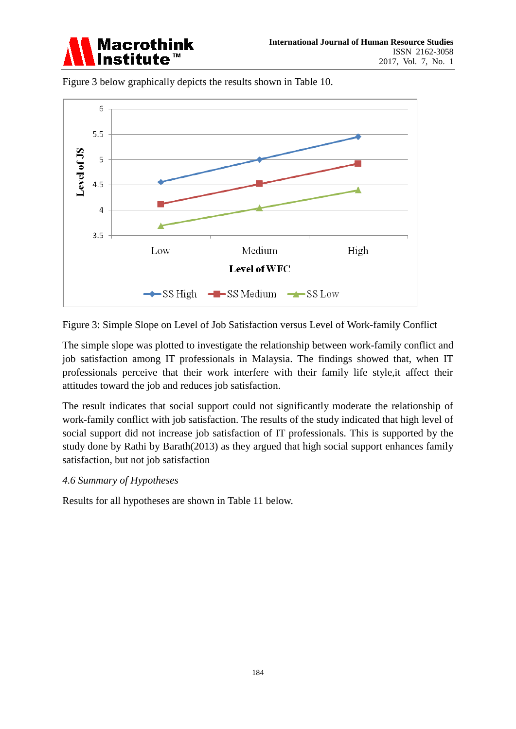Figure 3 below graphically depicts the results shown in Table 10.

Figure 3: Simple Slope on Level of Job Satisfaction versus Level of Work-family Conflict

The simple slope was plotted to investigate the relationship between work-family conflict and job satisfaction among IT professionals in Malaysia. The findings showed that, when IT professionals perceive that their work interfere with their family life style,it affect their attitudes toward the job and reduces job satisfaction.

The result indicates that social support could not significantly moderate the relationship of work-family conflict with job satisfaction. The results of the study indicated that high level of social support did not increase job satisfaction of IT professionals. This is supported by the study done by Rathi by Barath(2013) as they argued that high social support enhances family satisfaction, but not job satisfaction

### *4.6 Summary of Hypotheses*

Results for all hypotheses are shown in Table 11 below.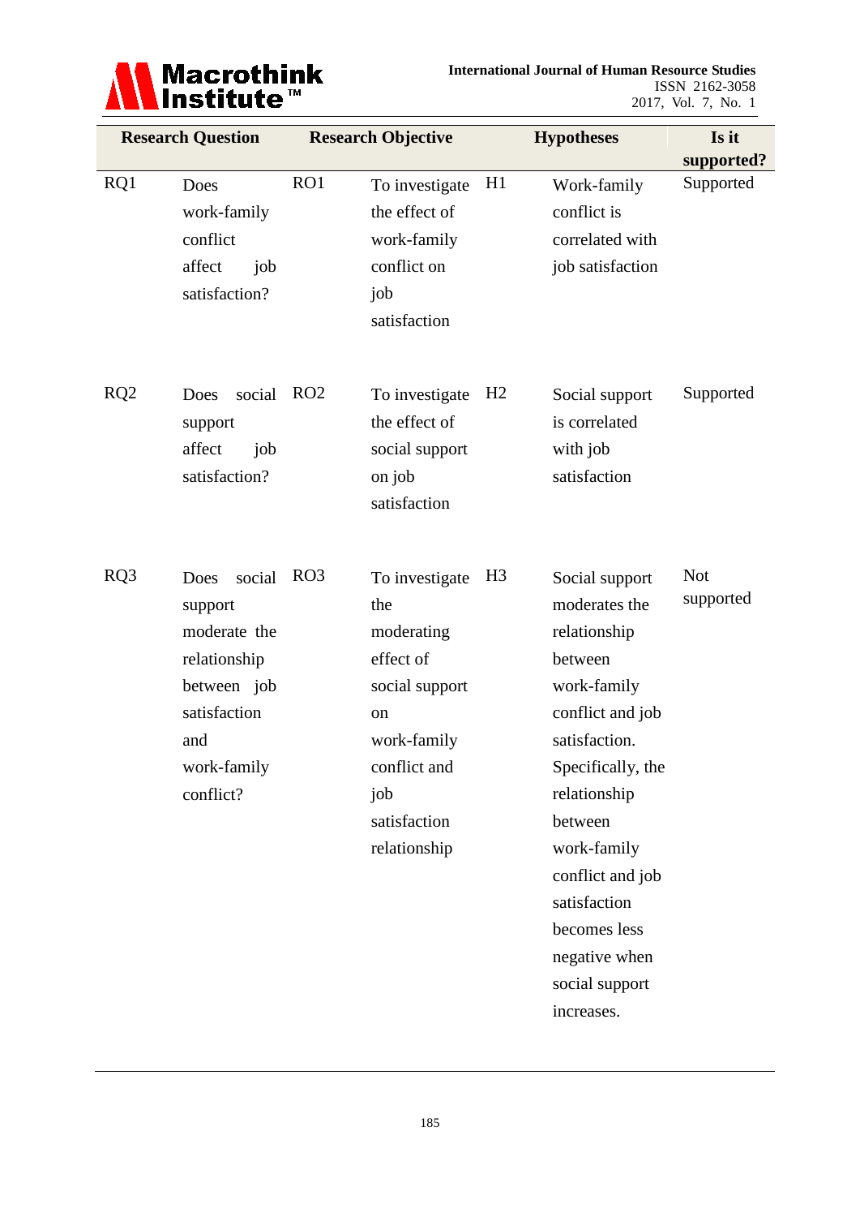| Research Question | | Research Objective | | Hypotheses | | Is it supported? |
|---|---|---|---|---|---|---|
| RQ1 | Does work-family conflict affect job satisfaction? | RO1 | To investigate the effect of work-family conflict on job satisfaction | H1 | Work-family conflict is correlated with job satisfaction | Supported |
| RQ2 | Does social support affect job satisfaction? | RO2 | To investigate the effect of social support on job satisfaction | H2 | Social support is correlated with job satisfaction | Supported |
| RQ3 | Does social support moderate the relationship between job satisfaction and work-family conflict? | RO3 | To investigate the moderating effect of social support on work-family conflict and job satisfaction relationship | H3 | Social support moderates the relationship between work-family conflict and job satisfaction. Specifically, the relationship between work-family conflict and job satisfaction becomes less negative when social support increases. | Not supported |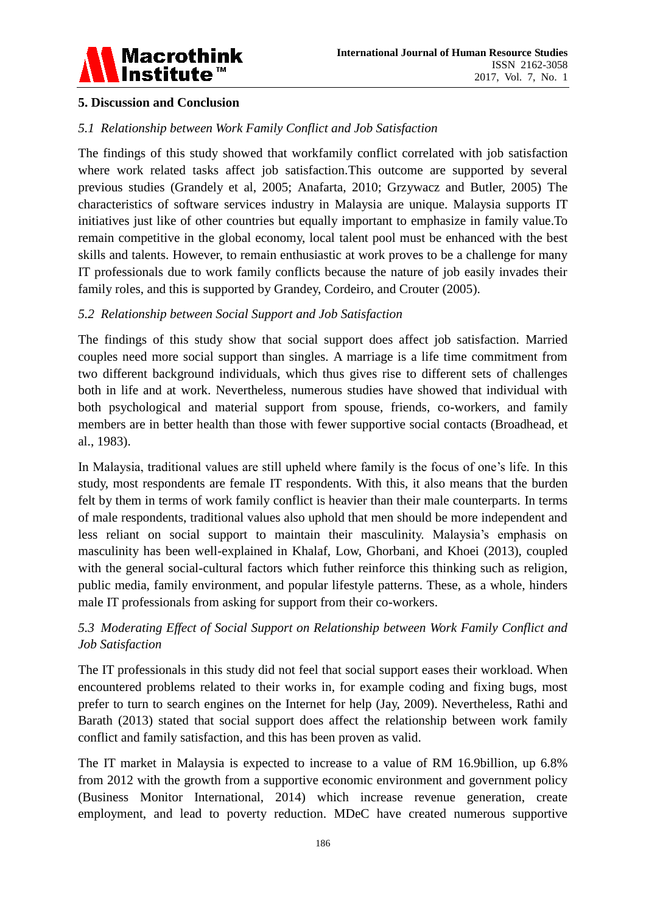## 5. Discussion and Conclusion

### *5.1 Relationship between Work Family Conflict and Job Satisfaction*

The findings of this study showed that workfamily conflict correlated with job satisfaction where work related tasks affect job satisfaction.This outcome are supported by several previous studies (Grandely et al, 2005; Anafarta, 2010; Grzywacz and Butler, 2005) The characteristics of software services industry in Malaysia are unique. Malaysia supports IT initiatives just like of other countries but equally important to emphasize in family value.To remain competitive in the global economy, local talent pool must be enhanced with the best skills and talents. However, to remain enthusiastic at work proves to be a challenge for many IT professionals due to work family conflicts because the nature of job easily invades their family roles, and this is supported by Grandey, Cordeiro, and Crouter (2005).

### *5.2 Relationship between Social Support and Job Satisfaction*

The findings of this study show that social support does affect job satisfaction. Married couples need more social support than singles. A marriage is a life time commitment from two different background individuals, which thus gives rise to different sets of challenges both in life and at work. Nevertheless, numerous studies have showed that individual with both psychological and material support from spouse, friends, co-workers, and family members are in better health than those with fewer supportive social contacts (Broadhead, et al., 1983).

In Malaysia, traditional values are still upheld where family is the focus of one's life. In this study, most respondents are female IT respondents. With this, it also means that the burden felt by them in terms of work family conflict is heavier than their male counterparts. In terms of male respondents, traditional values also uphold that men should be more independent and less reliant on social support to maintain their masculinity. Malaysia's emphasis on masculinity has been well-explained in Khalaf, Low, Ghorbani, and Khoei (2013), coupled with the general social-cultural factors which futher reinforce this thinking such as religion, public media, family environment, and popular lifestyle patterns. These, as a whole, hinders male IT professionals from asking for support from their co-workers.

### *5.3 Moderating Effect of Social Support on Relationship between Work Family Conflict and Job Satisfaction*

The IT professionals in this study did not feel that social support eases their workload. When encountered problems related to their works in, for example coding and fixing bugs, most prefer to turn to search engines on the Internet for help (Jay, 2009). Nevertheless, Rathi and Barath (2013) stated that social support does affect the relationship between work family conflict and family satisfaction, and this has been proven as valid.

The IT market in Malaysia is expected to increase to a value of RM 16.9billion, up 6.8% from 2012 with the growth from a supportive economic environment and government policy (Business Monitor International, 2014) which increase revenue generation, create employment, and lead to poverty reduction. MDeC have created numerous supportive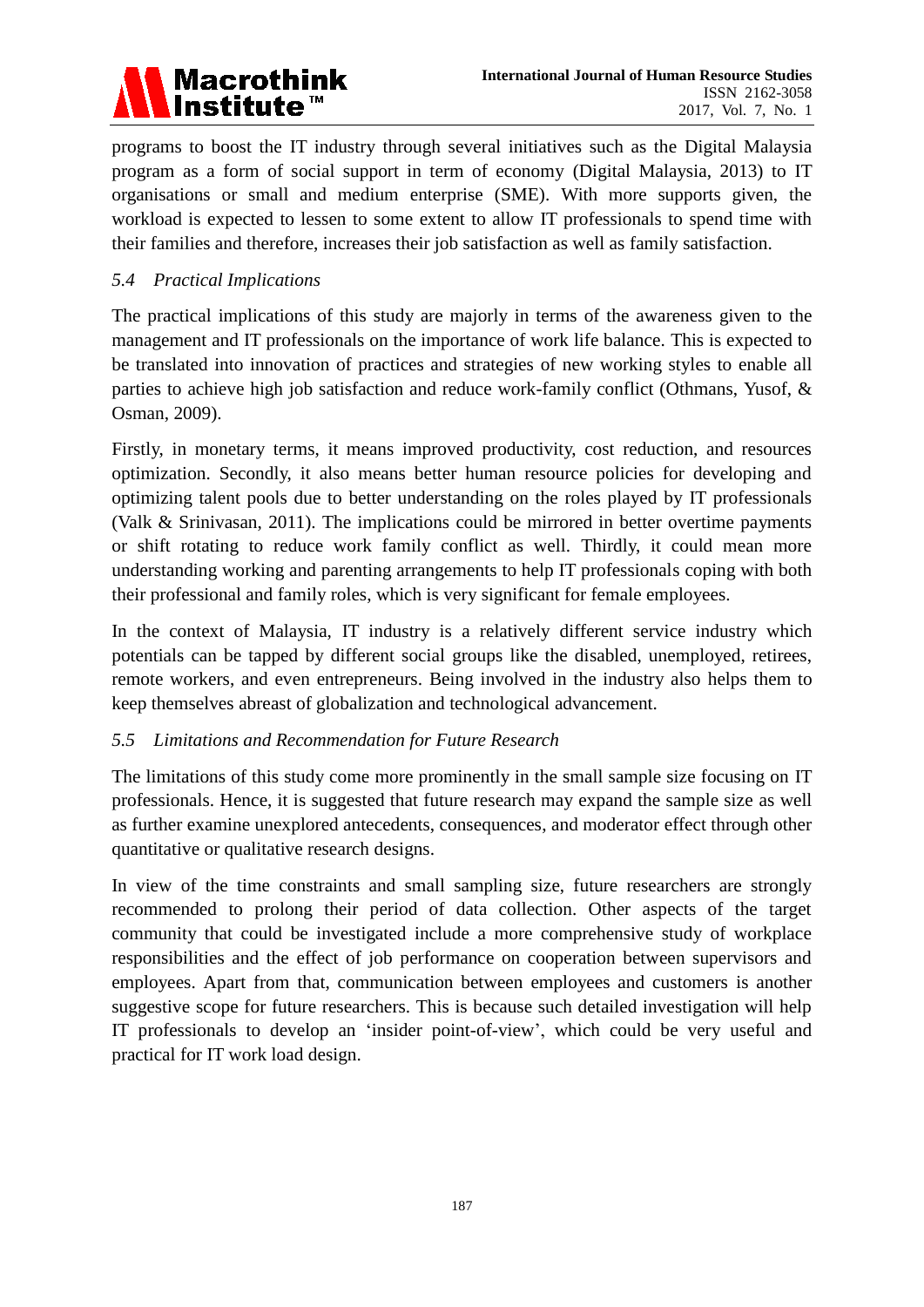programs to boost the IT industry through several initiatives such as the Digital Malaysia program as a form of social support in term of economy (Digital Malaysia, 2013) to IT organisations or small and medium enterprise (SME). With more supports given, the workload is expected to lessen to some extent to allow IT professionals to spend time with their families and therefore, increases their job satisfaction as well as family satisfaction.

### *5.4 Practical Implications*

The practical implications of this study are majorly in terms of the awareness given to the management and IT professionals on the importance of work life balance. This is expected to be translated into innovation of practices and strategies of new working styles to enable all parties to achieve high job satisfaction and reduce work-family conflict (Othmans, Yusof, & Osman, 2009).

Firstly, in monetary terms, it means improved productivity, cost reduction, and resources optimization. Secondly, it also means better human resource policies for developing and optimizing talent pools due to better understanding on the roles played by IT professionals (Valk & Srinivasan, 2011). The implications could be mirrored in better overtime payments or shift rotating to reduce work family conflict as well. Thirdly, it could mean more understanding working and parenting arrangements to help IT professionals coping with both their professional and family roles, which is very significant for female employees.

In the context of Malaysia, IT industry is a relatively different service industry which potentials can be tapped by different social groups like the disabled, unemployed, retirees, remote workers, and even entrepreneurs. Being involved in the industry also helps them to keep themselves abreast of globalization and technological advancement.

### *5.5 Limitations and Recommendation for Future Research*

The limitations of this study come more prominently in the small sample size focusing on IT professionals. Hence, it is suggested that future research may expand the sample size as well as further examine unexplored antecedents, consequences, and moderator effect through other quantitative or qualitative research designs.

In view of the time constraints and small sampling size, future researchers are strongly recommended to prolong their period of data collection. Other aspects of the target community that could be investigated include a more comprehensive study of workplace responsibilities and the effect of job performance on cooperation between supervisors and employees. Apart from that, communication between employees and customers is another suggestive scope for future researchers. This is because such detailed investigation will help IT professionals to develop an 'insider point-of-view', which could be very useful and practical for IT work load design.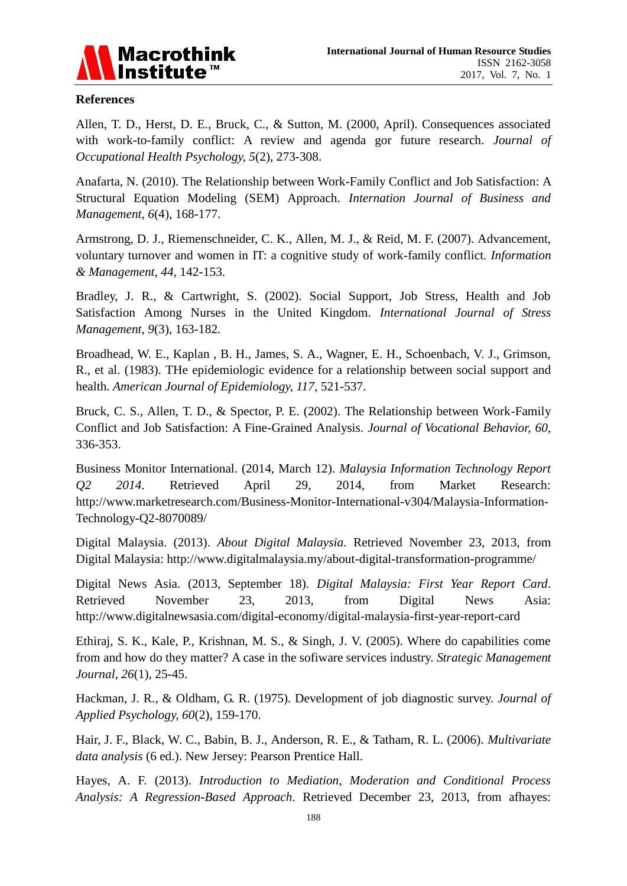## References

Allen, T. D., Herst, D. E., Bruck, C., & Sutton, M. (2000, April). Consequences associated with work-to-family conflict: A review and agenda gor future research. *Journal of Occupational Health Psychology, 5*(2), 273-308.

Anafarta, N. (2010). The Relationship between Work-Family Conflict and Job Satisfaction: A Structural Equation Modeling (SEM) Approach. *Internation Journal of Business and Management, 6*(4), 168-177.

Armstrong, D. J., Riemenschneider, C. K., Allen, M. J., & Reid, M. F. (2007). Advancement, voluntary turnover and women in IT: a cognitive study of work-family conflict. *Information & Management, 44*, 142-153.

Bradley, J. R., & Cartwright, S. (2002). Social Support, Job Stress, Health and Job Satisfaction Among Nurses in the United Kingdom. *International Journal of Stress Management, 9*(3), 163-182.

Broadhead, W. E., Kaplan , B. H., James, S. A., Wagner, E. H., Schoenbach, V. J., Grimson, R., et al. (1983). THe epidemiologic evidence for a relationship between social support and health. *American Journal of Epidemiology, 117*, 521-537.

Bruck, C. S., Allen, T. D., & Spector, P. E. (2002). The Relationship between Work-Family Conflict and Job Satisfaction: A Fine-Grained Analysis. *Journal of Vocational Behavior, 60*, 336-353.

Business Monitor International. (2014, March 12). *Malaysia Information Technology Report Q2 2014*. Retrieved April 29, 2014, from Market Research: http://www.marketresearch.com/Business-Monitor-International-v304/Malaysia-Information-Technology-Q2-8070089/

Digital Malaysia. (2013). *About Digital Malaysia*. Retrieved November 23, 2013, from Digital Malaysia: http://www.digitalmalaysia.my/about-digital-transformation-programme/

Digital News Asia. (2013, September 18). *Digital Malaysia: First Year Report Card*. Retrieved November 23, 2013, from Digital News Asia: http://www.digitalnewsasia.com/digital-economy/digital-malaysia-first-year-report-card

Ethiraj, S. K., Kale, P., Krishnan, M. S., & Singh, J. V. (2005). Where do capabilities come from and how do they matter? A case in the sofiware services industry. *Strategic Management Journal, 26*(1), 25-45.

Hackman, J. R., & Oldham, G. R. (1975). Development of job diagnostic survey. *Journal of Applied Psychology, 60*(2), 159-170.

Hair, J. F., Black, W. C., Babin, B. J., Anderson, R. E., & Tatham, R. L. (2006). *Multivariate data analysis* (6 ed.). New Jersey: Pearson Prentice Hall.

Hayes, A. F. (2013). *Introduction to Mediation, Moderation and Conditional Process Analysis: A Regression-Based Approach*. Retrieved December 23, 2013, from afhayes: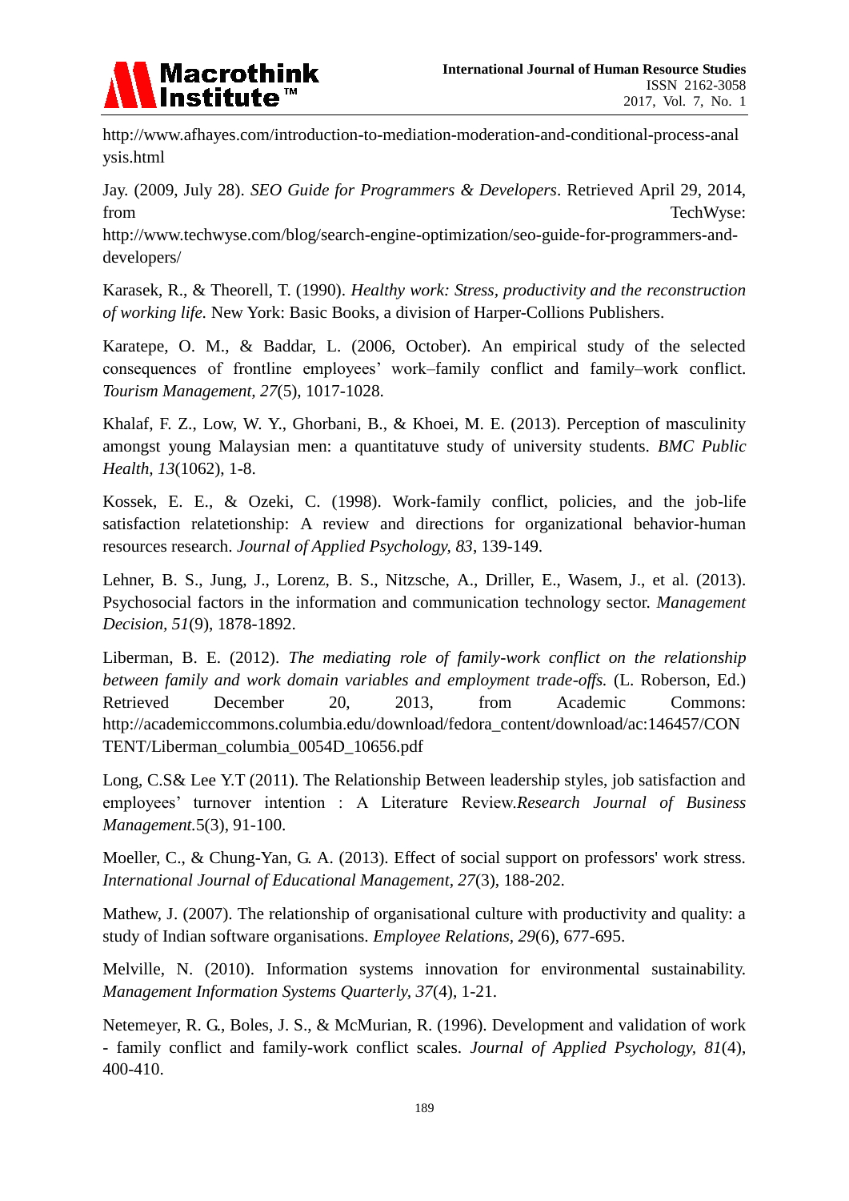http://www.afhayes.com/introduction-to-mediation-moderation-and-conditional-process-analysis.html

Jay. (2009, July 28). *SEO Guide for Programmers & Developers*. Retrieved April 29, 2014, from TechWyse: http://www.techwyse.com/blog/search-engine-optimization/seo-guide-for-programmers-and-developers/

Karasek, R., & Theorell, T. (1990). *Healthy work: Stress, productivity and the reconstruction of working life.* New York: Basic Books, a division of Harper-Collions Publishers.

Karatepe, O. M., & Baddar, L. (2006, October). An empirical study of the selected consequences of frontline employees' work–family conflict and family–work conflict. *Tourism Management, 27*(5), 1017-1028.

Khalaf, F. Z., Low, W. Y., Ghorbani, B., & Khoei, M. E. (2013). Perception of masculinity amongst young Malaysian men: a quantitatuve study of university students. *BMC Public Health, 13*(1062), 1-8.

Kossek, E. E., & Ozeki, C. (1998). Work-family conflict, policies, and the job-life satisfaction relatetionship: A review and directions for organizational behavior-human resources research. *Journal of Applied Psychology, 83*, 139-149.

Lehner, B. S., Jung, J., Lorenz, B. S., Nitzsche, A., Driller, E., Wasem, J., et al. (2013). Psychosocial factors in the information and communication technology sector. *Management Decision, 51*(9), 1878-1892.

Liberman, B. E. (2012). *The mediating role of family-work conflict on the relationship between family and work domain variables and employment trade-offs.* (L. Roberson, Ed.) Retrieved December 20, 2013, from Academic Commons: http://academiccommons.columbia.edu/download/fedora_content/download/ac:146457/CONTENT/Liberman_columbia_0054D_10656.pdf

Long, C.S& Lee Y.T (2011). The Relationship Between leadership styles, job satisfaction and employees' turnover intention : A Literature Review.*Research Journal of Business Management*.5(3), 91-100.

Moeller, C., & Chung-Yan, G. A. (2013). Effect of social support on professors' work stress. *International Journal of Educational Management, 27*(3), 188-202.

Mathew, J. (2007). The relationship of organisational culture with productivity and quality: a study of Indian software organisations. *Employee Relations, 29*(6), 677-695.

Melville, N. (2010). Information systems innovation for environmental sustainability. *Management Information Systems Quarterly, 37*(4), 1-21.

Netemeyer, R. G., Boles, J. S., & McMurian, R. (1996). Development and validation of work - family conflict and family-work conflict scales. *Journal of Applied Psychology, 81*(4), 400-410.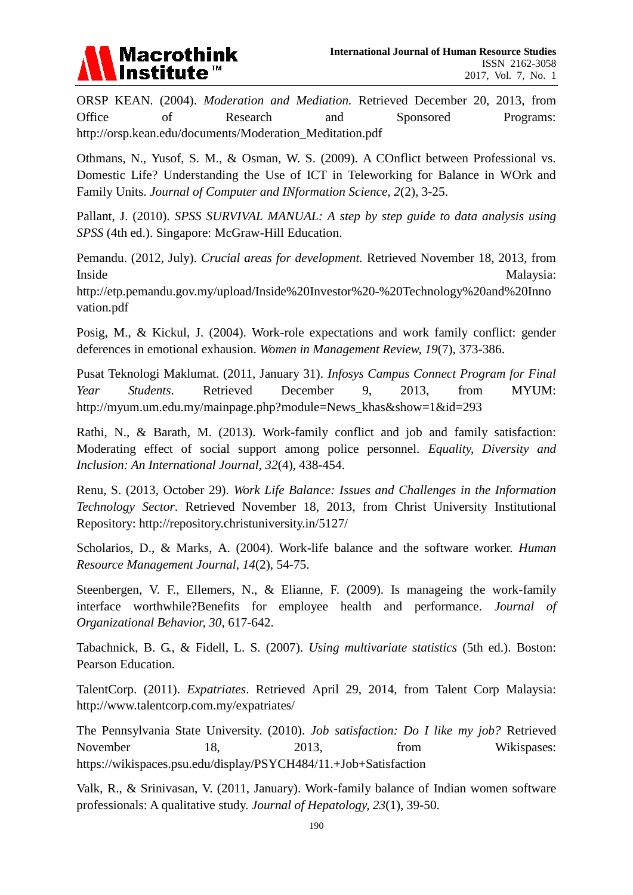ORSP KEAN. (2004). *Moderation and Mediation.* Retrieved December 20, 2013, from Office of Research and Sponsored Programs: http://orsp.kean.edu/documents/Moderation_Meditation.pdf

Othmans, N., Yusof, S. M., & Osman, W. S. (2009). A COnflict between Professional vs. Domestic Life? Understanding the Use of ICT in Teleworking for Balance in WOrk and Family Units. *Journal of Computer and INformation Science, 2*(2), 3-25.

Pallant, J. (2010). *SPSS SURVIVAL MANUAL: A step by step guide to data analysis using SPSS* (4th ed.). Singapore: McGraw-Hill Education.

Pemandu. (2012, July). *Crucial areas for development.* Retrieved November 18, 2013, from Inside Malaysia: http://etp.pemandu.gov.my/upload/Inside%20Investor%20-%20Technology%20and%20Innovation.pdf

Posig, M., & Kickul, J. (2004). Work-role expectations and work family conflict: gender deferences in emotional exhausion. *Women in Management Review, 19*(7), 373-386.

Pusat Teknologi Maklumat. (2011, January 31). *Infosys Campus Connect Program for Final Year Students*. Retrieved December 9, 2013, from MYUM: http://myum.um.edu.my/mainpage.php?module=News_khas&show=1&id=293

Rathi, N., & Barath, M. (2013). Work-family conflict and job and family satisfaction: Moderating effect of social support among police personnel. *Equality, Diversity and Inclusion: An International Journal, 32*(4), 438-454.

Renu, S. (2013, October 29). *Work Life Balance: Issues and Challenges in the Information Technology Sector*. Retrieved November 18, 2013, from Christ University Institutional Repository: http://repository.christuniversity.in/5127/

Scholarios, D., & Marks, A. (2004). Work-life balance and the software worker. *Human Resource Management Journal, 14*(2), 54-75.

Steenbergen, V. F., Ellemers, N., & Elianne, F. (2009). Is manageing the work-family interface worthwhile?Benefits for employee health and performance. *Journal of Organizational Behavior, 30*, 617-642.

Tabachnick, B. G., & Fidell, L. S. (2007). *Using multivariate statistics* (5th ed.). Boston: Pearson Education.

TalentCorp. (2011). *Expatriates*. Retrieved April 29, 2014, from Talent Corp Malaysia: http://www.talentcorp.com.my/expatriates/

The Pennsylvania State University. (2010). *Job satisfaction: Do I like my job?* Retrieved November 18, 2013, from Wikispases: https://wikispaces.psu.edu/display/PSYCH484/11.+Job+Satisfaction

Valk, R., & Srinivasan, V. (2011, January). Work-family balance of Indian women software professionals: A qualitative study. *Journal of Hepatology, 23*(1), 39-50.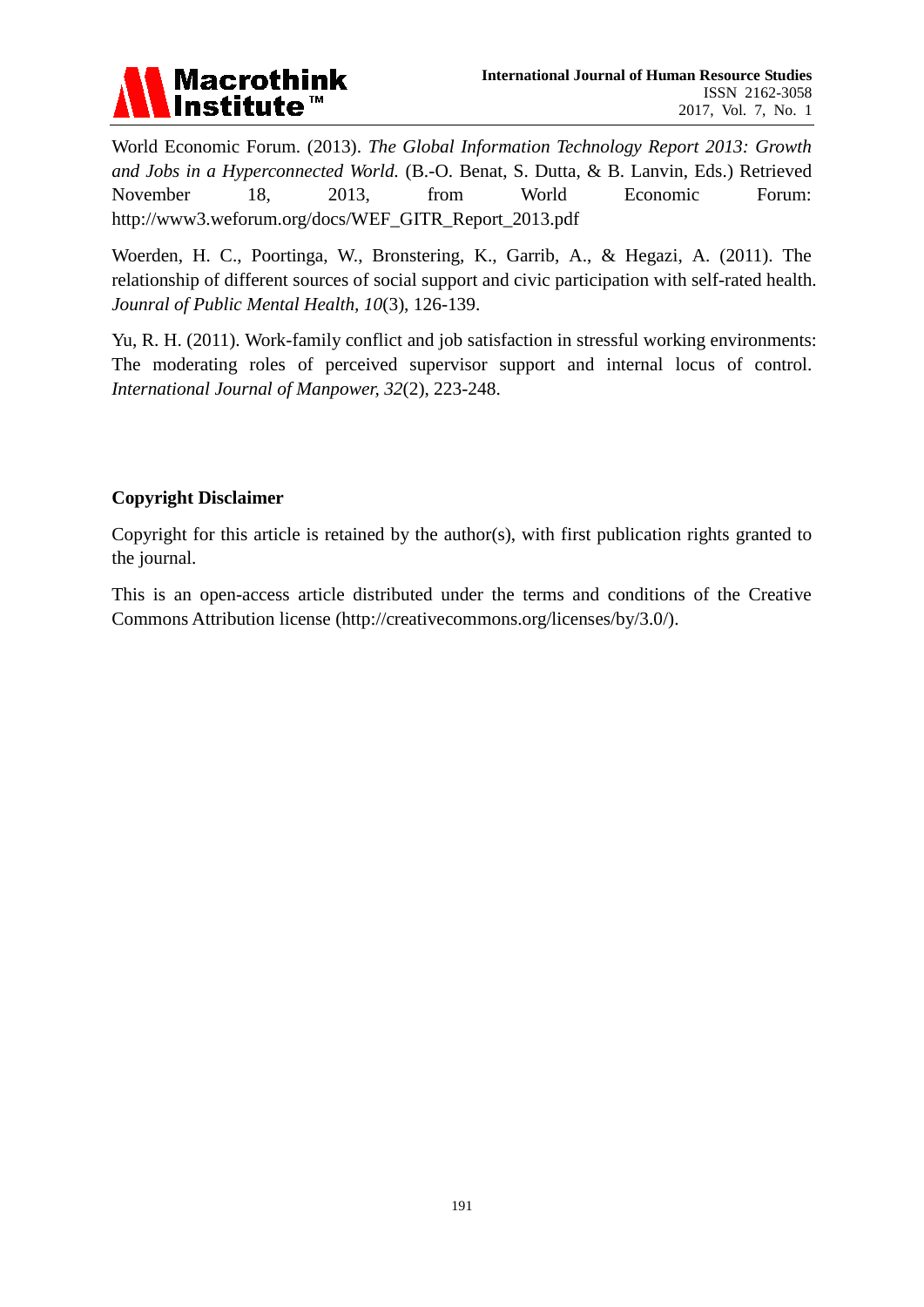World Economic Forum. (2013). *The Global Information Technology Report 2013: Growth and Jobs in a Hyperconnected World.* (B.-O. Benat, S. Dutta, & B. Lanvin, Eds.) Retrieved November 18, 2013, from World Economic Forum: http://www3.weforum.org/docs/WEF_GITR_Report_2013.pdf

Woerden, H. C., Poortinga, W., Bronstering, K., Garrib, A., & Hegazi, A. (2011). The relationship of different sources of social support and civic participation with self-rated health. *Jounral of Public Mental Health, 10*(3), 126-139.

Yu, R. H. (2011). Work-family conflict and job satisfaction in stressful working environments: The moderating roles of perceived supervisor support and internal locus of control. *International Journal of Manpower, 32*(2), 223-248.

## Copyright Disclaimer

Copyright for this article is retained by the author(s), with first publication rights granted to the journal.

This is an open-access article distributed under the terms and conditions of the Creative Commons Attribution license (http://creativecommons.org/licenses/by/3.0/).